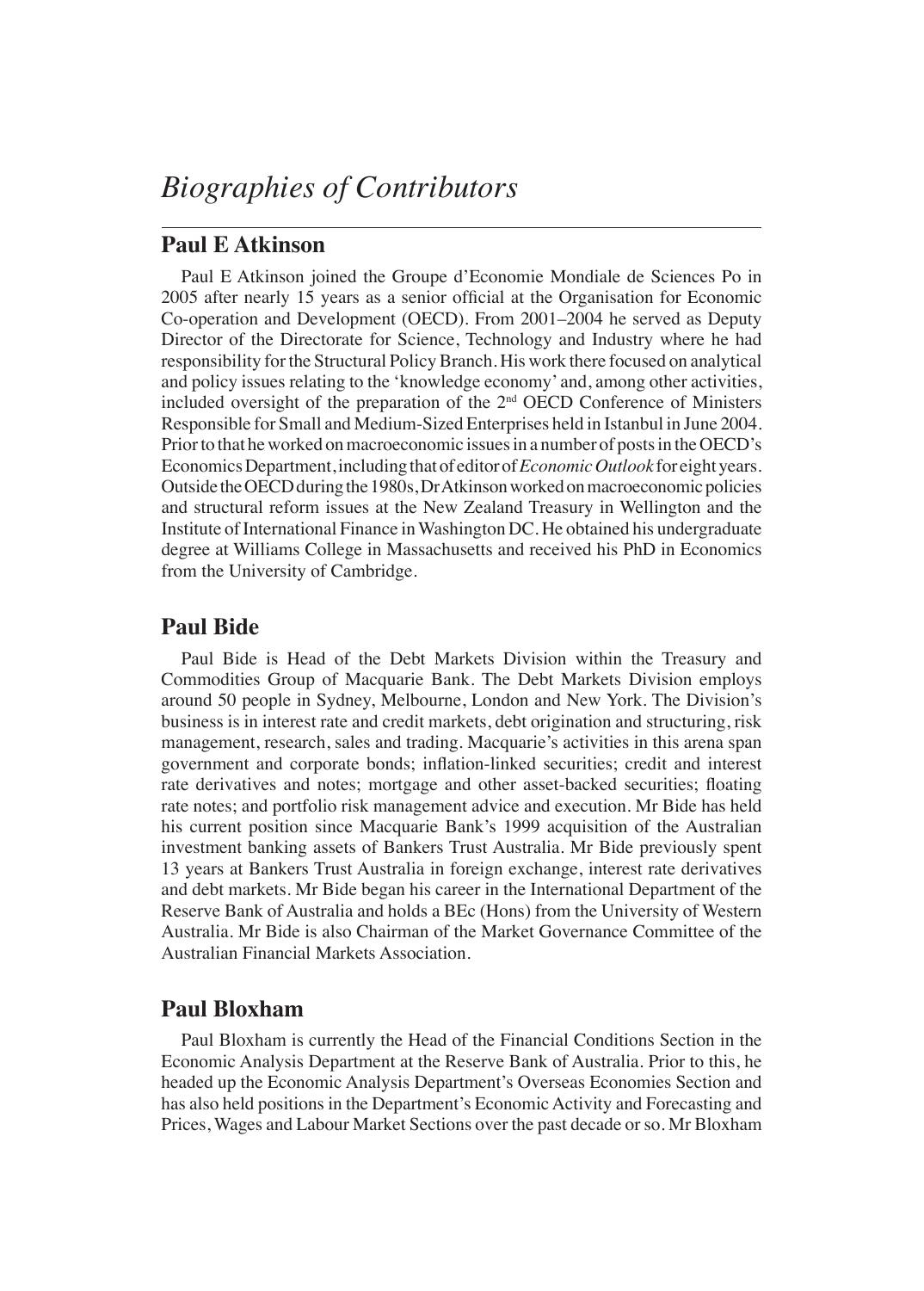# *Biographies of Contributors*

## Paul E Atkinson

Paul E Atkinson joined the Groupe d'Economie Mondiale de Sciences Po in 2005 after nearly 15 years as a senior official at the Organisation for Economic Co-operation and Development (OECD). From 2001–2004 he served as Deputy Director of the Directorate for Science, Technology and Industry where he had responsibility for the Structural Policy Branch. His work there focused on analytical and policy issues relating to the 'knowledge economy' and, among other activities, included oversight of the preparation of the 2nd OECD Conference of Ministers Responsible for Small and Medium-Sized Enterprises held in Istanbul in June 2004. Prior to that he worked on macroeconomic issues in a number of posts in the OECD's Economics Department, including that of editor of *Economic Outlook* for eight years. Outside the OECD during the 1980s, Dr Atkinson worked on macroeconomic policies and structural reform issues at the New Zealand Treasury in Wellington and the Institute of International Finance in Washington DC. He obtained his undergraduate degree at Williams College in Massachusetts and received his PhD in Economics from the University of Cambridge.

## Paul Bide

Paul Bide is Head of the Debt Markets Division within the Treasury and Commodities Group of Macquarie Bank. The Debt Markets Division employs around 50 people in Sydney, Melbourne, London and New York. The Division's business is in interest rate and credit markets, debt origination and structuring, risk management, research, sales and trading. Macquarie's activities in this arena span government and corporate bonds; inflation-linked securities; credit and interest rate derivatives and notes; mortgage and other asset-backed securities; floating rate notes; and portfolio risk management advice and execution. Mr Bide has held his current position since Macquarie Bank's 1999 acquisition of the Australian investment banking assets of Bankers Trust Australia. Mr Bide previously spent 13 years at Bankers Trust Australia in foreign exchange, interest rate derivatives and debt markets. Mr Bide began his career in the International Department of the Reserve Bank of Australia and holds a BEc (Hons) from the University of Western Australia. Mr Bide is also Chairman of the Market Governance Committee of the Australian Financial Markets Association.

## Paul Bloxham

Paul Bloxham is currently the Head of the Financial Conditions Section in the Economic Analysis Department at the Reserve Bank of Australia. Prior to this, he headed up the Economic Analysis Department's Overseas Economies Section and has also held positions in the Department's Economic Activity and Forecasting and Prices, Wages and Labour Market Sections over the past decade or so. Mr Bloxham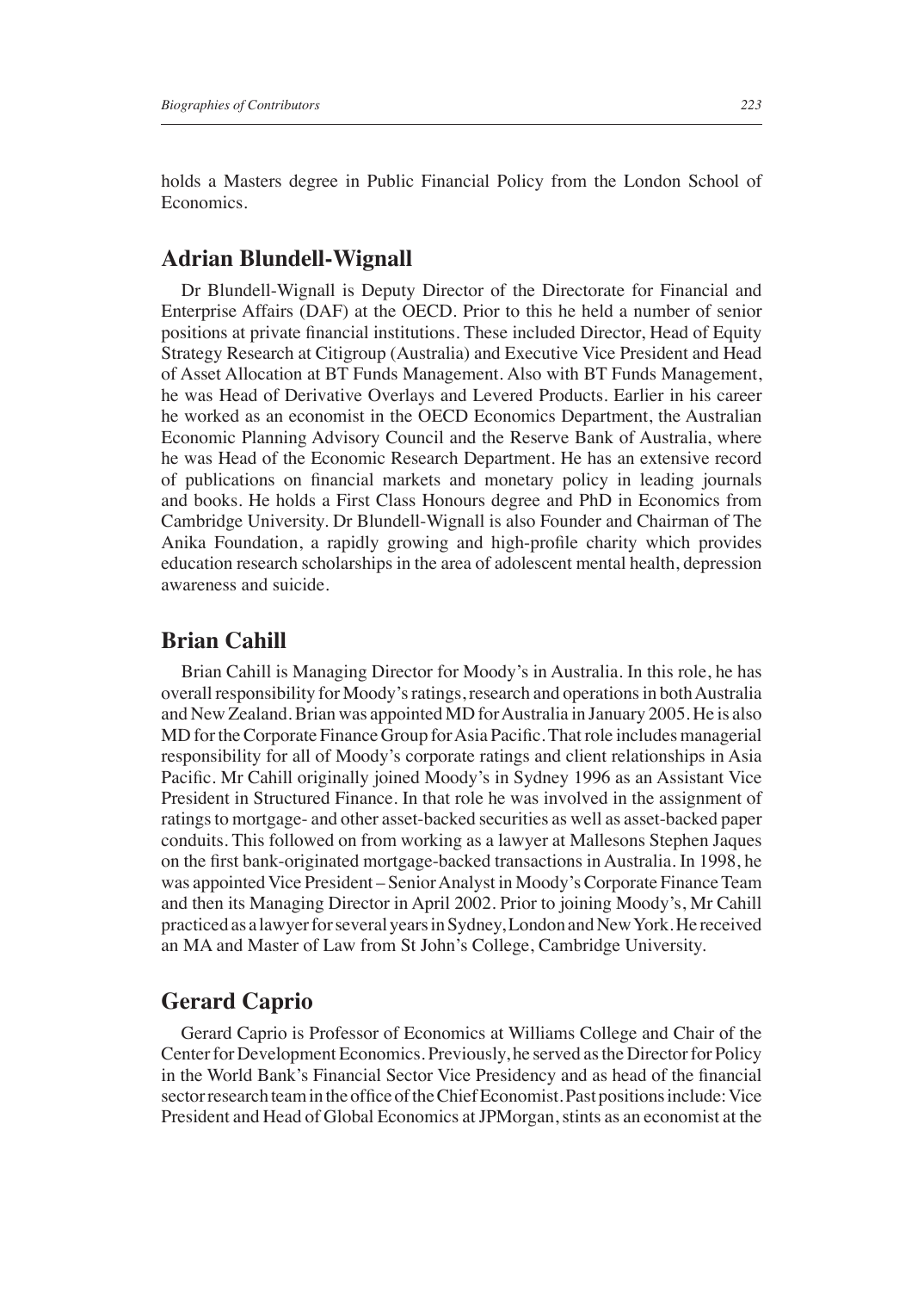holds a Masters degree in Public Financial Policy from the London School of Economics.

## Adrian Blundell-Wignall

Dr Blundell-Wignall is Deputy Director of the Directorate for Financial and Enterprise Affairs (DAF) at the OECD. Prior to this he held a number of senior positions at private financial institutions. These included Director, Head of Equity Strategy Research at Citigroup (Australia) and Executive Vice President and Head of Asset Allocation at BT Funds Management. Also with BT Funds Management, he was Head of Derivative Overlays and Levered Products. Earlier in his career he worked as an economist in the OECD Economics Department, the Australian Economic Planning Advisory Council and the Reserve Bank of Australia, where he was Head of the Economic Research Department. He has an extensive record of publications on financial markets and monetary policy in leading journals and books. He holds a First Class Honours degree and PhD in Economics from Cambridge University. Dr Blundell-Wignall is also Founder and Chairman of The Anika Foundation, a rapidly growing and high-profile charity which provides education research scholarships in the area of adolescent mental health, depression awareness and suicide.

## Brian Cahill

Brian Cahill is Managing Director for Moody's in Australia. In this role, he has overall responsibility for Moody's ratings, research and operations in both Australia and New Zealand. Brian was appointed MD for Australia in January 2005. He is also MD for the Corporate Finance Group for Asia Pacific. That role includes managerial responsibility for all of Moody's corporate ratings and client relationships in Asia Pacific. Mr Cahill originally joined Moody's in Sydney 1996 as an Assistant Vice President in Structured Finance. In that role he was involved in the assignment of ratings to mortgage- and other asset-backed securities as well as asset-backed paper conduits. This followed on from working as a lawyer at Mallesons Stephen Jaques on the first bank-originated mortgage-backed transactions in Australia. In 1998, he was appointed Vice President – Senior Analyst in Moody's Corporate Finance Team and then its Managing Director in April 2002. Prior to joining Moody's, Mr Cahill practiced as a lawyer for several years in Sydney, London and New York. He received an MA and Master of Law from St John's College, Cambridge University.

## Gerard Caprio

Gerard Caprio is Professor of Economics at Williams College and Chair of the Center for Development Economics. Previously, he served as the Director for Policy in the World Bank's Financial Sector Vice Presidency and as head of the financial sector research team in the office of the Chief Economist. Past positions include: Vice President and Head of Global Economics at JPMorgan, stints as an economist at the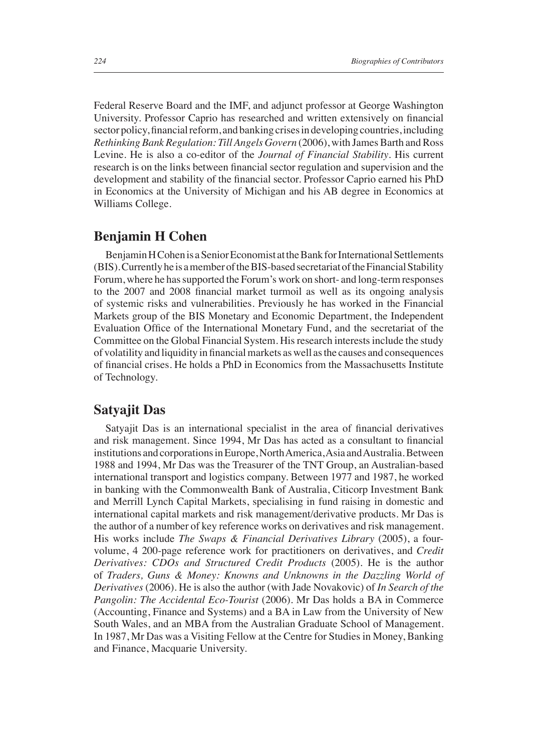Federal Reserve Board and the IMF, and adjunct professor at George Washington University. Professor Caprio has researched and written extensively on financial sector policy, financial reform, and banking crises in developing countries, including *Rethinking Bank Regulation: Till Angels Govern* (2006), with James Barth and Ross Levine. He is also a co-editor of the *Journal of Financial Stability*. His current research is on the links between financial sector regulation and supervision and the development and stability of the financial sector. Professor Caprio earned his PhD in Economics at the University of Michigan and his AB degree in Economics at Williams College.

## Benjamin H Cohen

Benjamin H Cohen is a Senior Economist at the Bank for International Settlements (BIS). Currently he is a member of the BIS-based secretariat of the Financial Stability Forum, where he has supported the Forum's work on short- and long-term responses to the 2007 and 2008 financial market turmoil as well as its ongoing analysis of systemic risks and vulnerabilities. Previously he has worked in the Financial Markets group of the BIS Monetary and Economic Department, the Independent Evaluation Office of the International Monetary Fund, and the secretariat of the Committee on the Global Financial System. His research interests include the study of volatility and liquidity in financial markets as well as the causes and consequences of financial crises. He holds a PhD in Economics from the Massachusetts Institute of Technology.

## Satyajit Das

Satyajit Das is an international specialist in the area of financial derivatives and risk management. Since 1994, Mr Das has acted as a consultant to financial institutions and corporations in Europe, North America, Asia and Australia. Between 1988 and 1994, Mr Das was the Treasurer of the TNT Group, an Australian-based international transport and logistics company. Between 1977 and 1987, he worked in banking with the Commonwealth Bank of Australia, Citicorp Investment Bank and Merrill Lynch Capital Markets, specialising in fund raising in domestic and international capital markets and risk management/derivative products. Mr Das is the author of a number of key reference works on derivatives and risk management. His works include *The Swaps & Financial Derivatives Library* (2005), a four-volume, 4 200-page reference work for practitioners on derivatives, and *Credit Derivatives: CDOs and Structured Credit Products* (2005). He is the author of *Traders, Guns & Money: Knowns and Unknowns in the Dazzling World of Derivatives* (2006). He is also the author (with Jade Novakovic) of *In Search of the Pangolin: The Accidental Eco-Tourist* (2006). Mr Das holds a BA in Commerce (Accounting, Finance and Systems) and a BA in Law from the University of New South Wales, and an MBA from the Australian Graduate School of Management. In 1987, Mr Das was a Visiting Fellow at the Centre for Studies in Money, Banking and Finance, Macquarie University.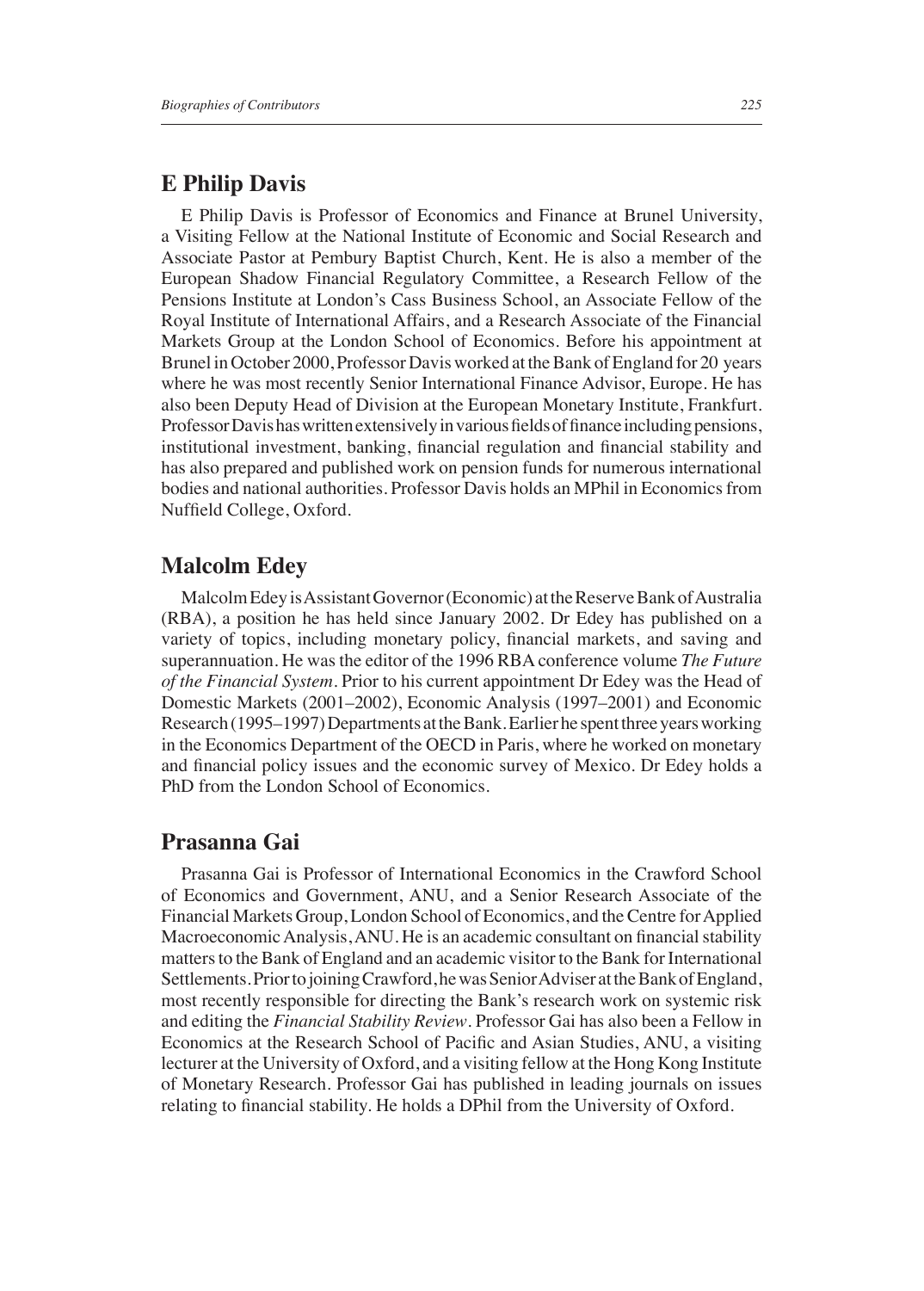## E Philip Davis

E Philip Davis is Professor of Economics and Finance at Brunel University, a Visiting Fellow at the National Institute of Economic and Social Research and Associate Pastor at Pembury Baptist Church, Kent. He is also a member of the European Shadow Financial Regulatory Committee, a Research Fellow of the Pensions Institute at London's Cass Business School, an Associate Fellow of the Royal Institute of International Affairs, and a Research Associate of the Financial Markets Group at the London School of Economics. Before his appointment at Brunel in October 2000, Professor Davis worked at the Bank of England for 20 years where he was most recently Senior International Finance Advisor, Europe. He has also been Deputy Head of Division at the European Monetary Institute, Frankfurt. Professor Davis has written extensively in various fields of finance including pensions, institutional investment, banking, financial regulation and financial stability and has also prepared and published work on pension funds for numerous international bodies and national authorities. Professor Davis holds an MPhil in Economics from Nuffield College, Oxford.

## Malcolm Edey

Malcolm Edey is Assistant Governor (Economic) at the Reserve Bank of Australia (RBA), a position he has held since January 2002. Dr Edey has published on a variety of topics, including monetary policy, financial markets, and saving and superannuation. He was the editor of the 1996 RBA conference volume *The Future of the Financial System*. Prior to his current appointment Dr Edey was the Head of Domestic Markets (2001–2002), Economic Analysis (1997–2001) and Economic Research (1995–1997) Departments at the Bank. Earlier he spent three years working in the Economics Department of the OECD in Paris, where he worked on monetary and financial policy issues and the economic survey of Mexico. Dr Edey holds a PhD from the London School of Economics.

## Prasanna Gai

Prasanna Gai is Professor of International Economics in the Crawford School of Economics and Government, ANU, and a Senior Research Associate of the Financial Markets Group, London School of Economics, and the Centre for Applied Macroeconomic Analysis, ANU. He is an academic consultant on financial stability matters to the Bank of England and an academic visitor to the Bank for International Settlements. Prior to joining Crawford, he was Senior Adviser at the Bank of England, most recently responsible for directing the Bank's research work on systemic risk and editing the *Financial Stability Review*. Professor Gai has also been a Fellow in Economics at the Research School of Pacific and Asian Studies, ANU, a visiting lecturer at the University of Oxford, and a visiting fellow at the Hong Kong Institute of Monetary Research. Professor Gai has published in leading journals on issues relating to financial stability. He holds a DPhil from the University of Oxford.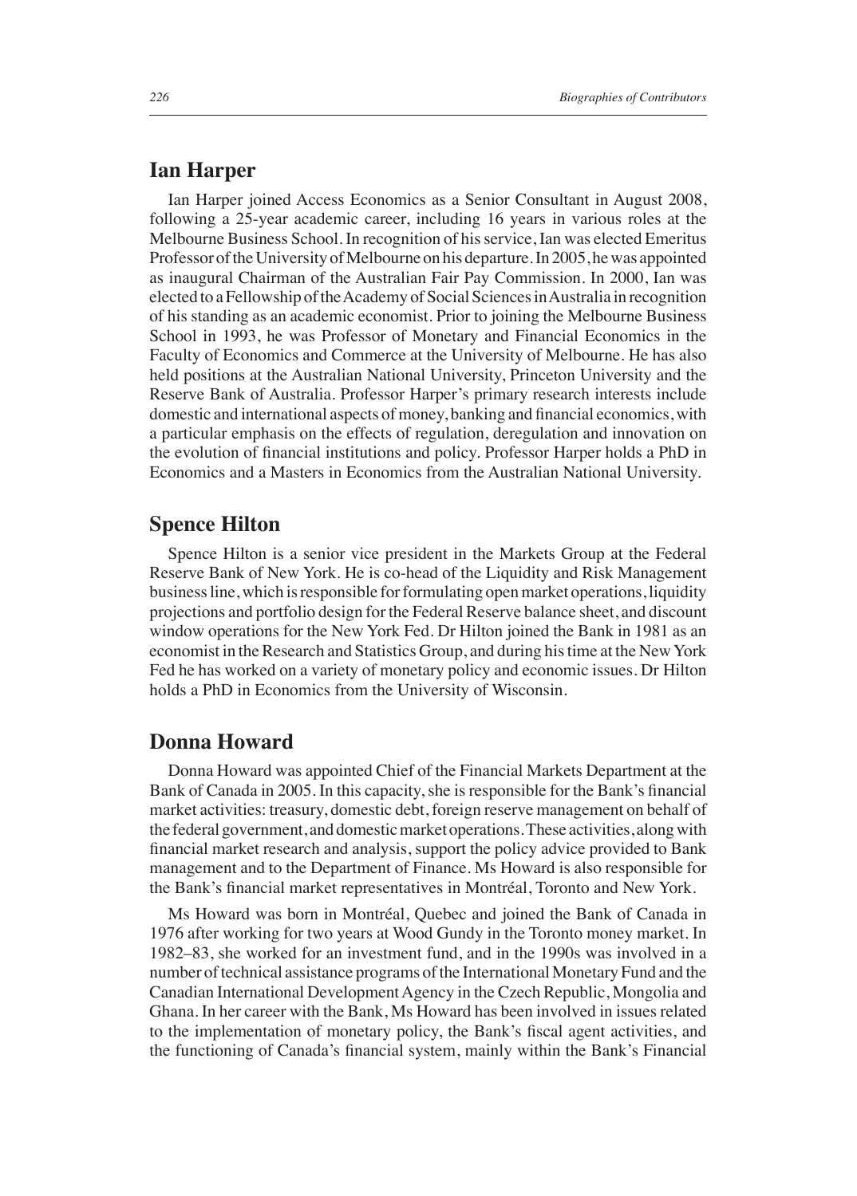## Ian Harper

Ian Harper joined Access Economics as a Senior Consultant in August 2008, following a 25-year academic career, including 16 years in various roles at the Melbourne Business School. In recognition of his service, Ian was elected Emeritus Professor of the University of Melbourne on his departure. In 2005, he was appointed as inaugural Chairman of the Australian Fair Pay Commission. In 2000, Ian was elected to a Fellowship of the Academy of Social Sciences in Australia in recognition of his standing as an academic economist. Prior to joining the Melbourne Business School in 1993, he was Professor of Monetary and Financial Economics in the Faculty of Economics and Commerce at the University of Melbourne. He has also held positions at the Australian National University, Princeton University and the Reserve Bank of Australia. Professor Harper's primary research interests include domestic and international aspects of money, banking and financial economics, with a particular emphasis on the effects of regulation, deregulation and innovation on the evolution of financial institutions and policy. Professor Harper holds a PhD in Economics and a Masters in Economics from the Australian National University.

## Spence Hilton

Spence Hilton is a senior vice president in the Markets Group at the Federal Reserve Bank of New York. He is co-head of the Liquidity and Risk Management business line, which is responsible for formulating open market operations, liquidity projections and portfolio design for the Federal Reserve balance sheet, and discount window operations for the New York Fed. Dr Hilton joined the Bank in 1981 as an economist in the Research and Statistics Group, and during his time at the New York Fed he has worked on a variety of monetary policy and economic issues. Dr Hilton holds a PhD in Economics from the University of Wisconsin.

## Donna Howard

Donna Howard was appointed Chief of the Financial Markets Department at the Bank of Canada in 2005. In this capacity, she is responsible for the Bank's financial market activities: treasury, domestic debt, foreign reserve management on behalf of the federal government, and domestic market operations. These activities, along with financial market research and analysis, support the policy advice provided to Bank management and to the Department of Finance. Ms Howard is also responsible for the Bank's financial market representatives in Montréal, Toronto and New York.

Ms Howard was born in Montréal, Quebec and joined the Bank of Canada in 1976 after working for two years at Wood Gundy in the Toronto money market. In 1982–83, she worked for an investment fund, and in the 1990s was involved in a number of technical assistance programs of the International Monetary Fund and the Canadian International Development Agency in the Czech Republic, Mongolia and Ghana. In her career with the Bank, Ms Howard has been involved in issues related to the implementation of monetary policy, the Bank's fiscal agent activities, and the functioning of Canada's financial system, mainly within the Bank's Financial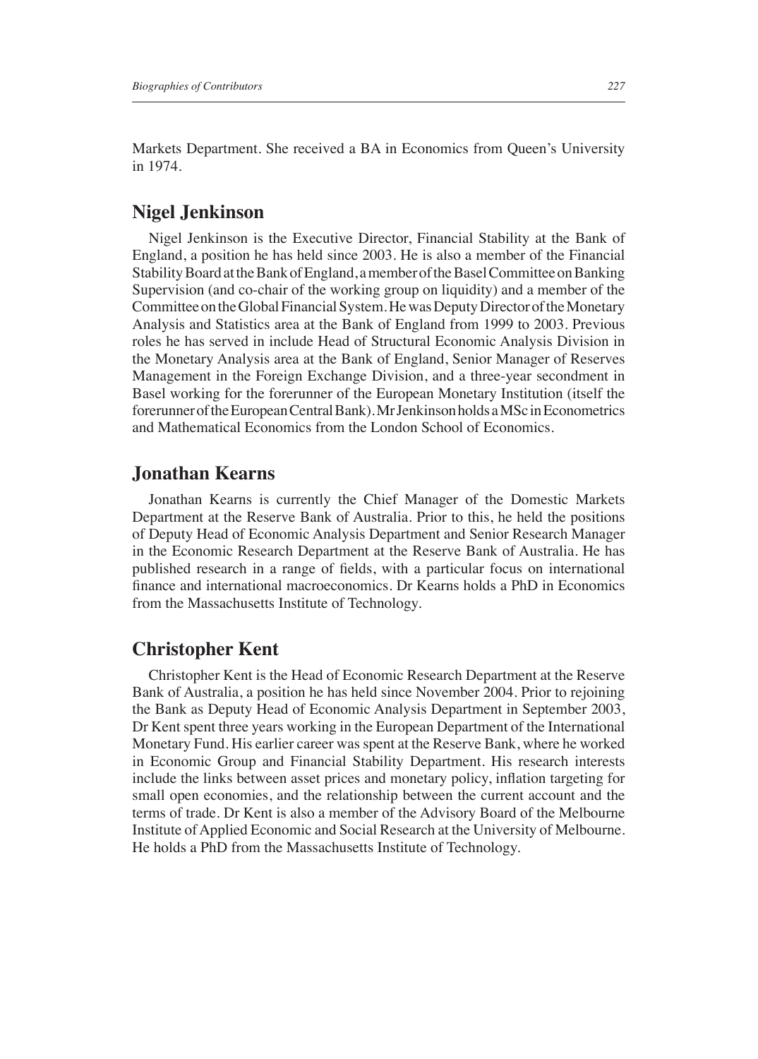Markets Department. She received a BA in Economics from Queen's University in 1974.

## Nigel Jenkinson

Nigel Jenkinson is the Executive Director, Financial Stability at the Bank of England, a position he has held since 2003. He is also a member of the Financial Stability Board at the Bank of England, a member of the Basel Committee on Banking Supervision (and co-chair of the working group on liquidity) and a member of the Committee on the Global Financial System. He was Deputy Director of the Monetary Analysis and Statistics area at the Bank of England from 1999 to 2003. Previous roles he has served in include Head of Structural Economic Analysis Division in the Monetary Analysis area at the Bank of England, Senior Manager of Reserves Management in the Foreign Exchange Division, and a three-year secondment in Basel working for the forerunner of the European Monetary Institution (itself the forerunner of the European Central Bank). Mr Jenkinson holds a MSc in Econometrics and Mathematical Economics from the London School of Economics.

## Jonathan Kearns

Jonathan Kearns is currently the Chief Manager of the Domestic Markets Department at the Reserve Bank of Australia. Prior to this, he held the positions of Deputy Head of Economic Analysis Department and Senior Research Manager in the Economic Research Department at the Reserve Bank of Australia. He has published research in a range of fields, with a particular focus on international finance and international macroeconomics. Dr Kearns holds a PhD in Economics from the Massachusetts Institute of Technology.

## Christopher Kent

Christopher Kent is the Head of Economic Research Department at the Reserve Bank of Australia, a position he has held since November 2004. Prior to rejoining the Bank as Deputy Head of Economic Analysis Department in September 2003, Dr Kent spent three years working in the European Department of the International Monetary Fund. His earlier career was spent at the Reserve Bank, where he worked in Economic Group and Financial Stability Department. His research interests include the links between asset prices and monetary policy, inflation targeting for small open economies, and the relationship between the current account and the terms of trade. Dr Kent is also a member of the Advisory Board of the Melbourne Institute of Applied Economic and Social Research at the University of Melbourne. He holds a PhD from the Massachusetts Institute of Technology.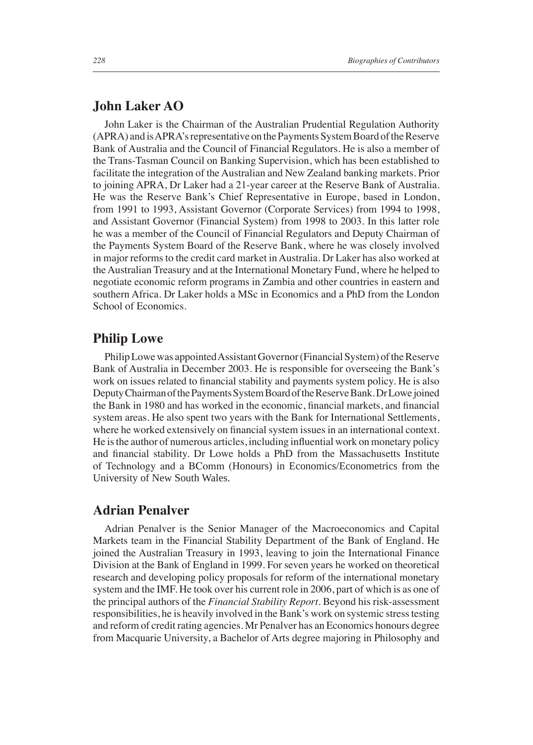## John Laker AO

John Laker is the Chairman of the Australian Prudential Regulation Authority (APRA) and is APRA's representative on the Payments System Board of the Reserve Bank of Australia and the Council of Financial Regulators. He is also a member of the Trans-Tasman Council on Banking Supervision, which has been established to facilitate the integration of the Australian and New Zealand banking markets. Prior to joining APRA, Dr Laker had a 21-year career at the Reserve Bank of Australia. He was the Reserve Bank's Chief Representative in Europe, based in London, from 1991 to 1993, Assistant Governor (Corporate Services) from 1994 to 1998, and Assistant Governor (Financial System) from 1998 to 2003. In this latter role he was a member of the Council of Financial Regulators and Deputy Chairman of the Payments System Board of the Reserve Bank, where he was closely involved in major reforms to the credit card market in Australia. Dr Laker has also worked at the Australian Treasury and at the International Monetary Fund, where he helped to negotiate economic reform programs in Zambia and other countries in eastern and southern Africa. Dr Laker holds a MSc in Economics and a PhD from the London School of Economics.

## Philip Lowe

Philip Lowe was appointed Assistant Governor (Financial System) of the Reserve Bank of Australia in December 2003. He is responsible for overseeing the Bank's work on issues related to financial stability and payments system policy. He is also Deputy Chairman of the Payments System Board of the Reserve Bank. Dr Lowe joined the Bank in 1980 and has worked in the economic, financial markets, and financial system areas. He also spent two years with the Bank for International Settlements, where he worked extensively on financial system issues in an international context. He is the author of numerous articles, including influential work on monetary policy and financial stability. Dr Lowe holds a PhD from the Massachusetts Institute of Technology and a BComm (Honours) in Economics/Econometrics from the University of New South Wales.

## Adrian Penalver

Adrian Penalver is the Senior Manager of the Macroeconomics and Capital Markets team in the Financial Stability Department of the Bank of England. He joined the Australian Treasury in 1993, leaving to join the International Finance Division at the Bank of England in 1999. For seven years he worked on theoretical research and developing policy proposals for reform of the international monetary system and the IMF. He took over his current role in 2006, part of which is as one of the principal authors of the *Financial Stability Report*. Beyond his risk-assessment responsibilities, he is heavily involved in the Bank's work on systemic stress testing and reform of credit rating agencies. Mr Penalver has an Economics honours degree from Macquarie University, a Bachelor of Arts degree majoring in Philosophy and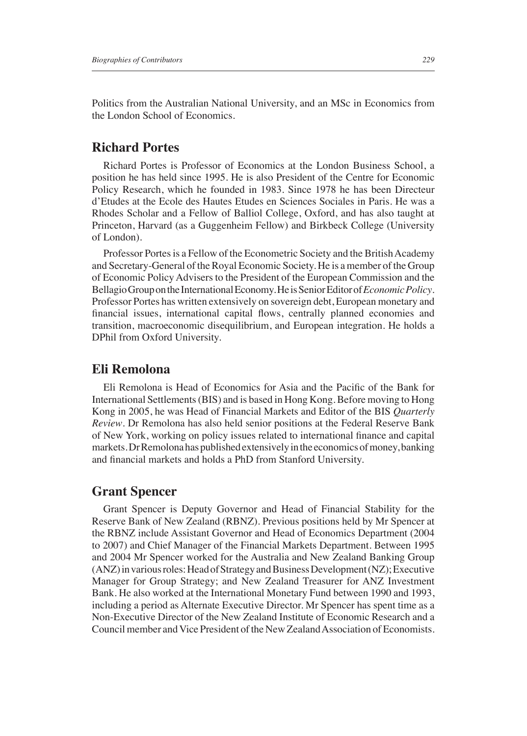Politics from the Australian National University, and an MSc in Economics from the London School of Economics.

## Richard Portes

Richard Portes is Professor of Economics at the London Business School, a position he has held since 1995. He is also President of the Centre for Economic Policy Research, which he founded in 1983. Since 1978 he has been Directeur d'Etudes at the Ecole des Hautes Etudes en Sciences Sociales in Paris. He was a Rhodes Scholar and a Fellow of Balliol College, Oxford, and has also taught at Princeton, Harvard (as a Guggenheim Fellow) and Birkbeck College (University of London).

Professor Portes is a Fellow of the Econometric Society and the British Academy and Secretary-General of the Royal Economic Society. He is a member of the Group of Economic Policy Advisers to the President of the European Commission and the Bellagio Group on the International Economy. He is Senior Editor of *Economic Policy*. Professor Portes has written extensively on sovereign debt, European monetary and financial issues, international capital flows, centrally planned economies and transition, macroeconomic disequilibrium, and European integration. He holds a DPhil from Oxford University.

## Eli Remolona

Eli Remolona is Head of Economics for Asia and the Pacific of the Bank for International Settlements (BIS) and is based in Hong Kong. Before moving to Hong Kong in 2005, he was Head of Financial Markets and Editor of the BIS *Quarterly Review*. Dr Remolona has also held senior positions at the Federal Reserve Bank of New York, working on policy issues related to international finance and capital markets. Dr Remolona has published extensively in the economics of money, banking and financial markets and holds a PhD from Stanford University.

## Grant Spencer

Grant Spencer is Deputy Governor and Head of Financial Stability for the Reserve Bank of New Zealand (RBNZ). Previous positions held by Mr Spencer at the RBNZ include Assistant Governor and Head of Economics Department (2004 to 2007) and Chief Manager of the Financial Markets Department. Between 1995 and 2004 Mr Spencer worked for the Australia and New Zealand Banking Group (ANZ) in various roles: Head of Strategy and Business Development (NZ); Executive Manager for Group Strategy; and New Zealand Treasurer for ANZ Investment Bank. He also worked at the International Monetary Fund between 1990 and 1993, including a period as Alternate Executive Director. Mr Spencer has spent time as a Non-Executive Director of the New Zealand Institute of Economic Research and a Council member and Vice President of the New Zealand Association of Economists.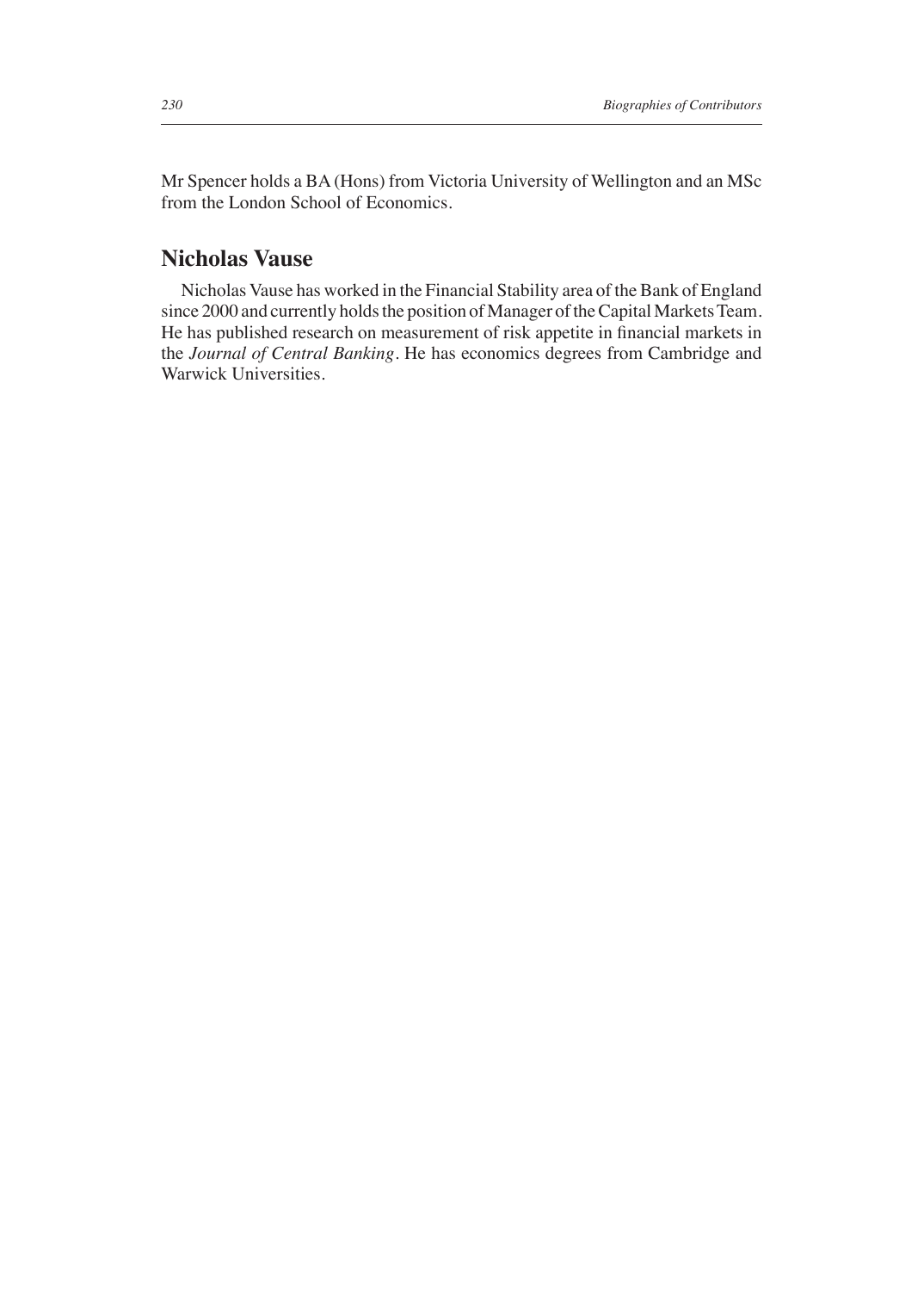Mr Spencer holds a BA (Hons) from Victoria University of Wellington and an MSc from the London School of Economics.

## Nicholas Vause

Nicholas Vause has worked in the Financial Stability area of the Bank of England since 2000 and currently holds the position of Manager of the Capital Markets Team. He has published research on measurement of risk appetite in financial markets in the *Journal of Central Banking*. He has economics degrees from Cambridge and Warwick Universities.